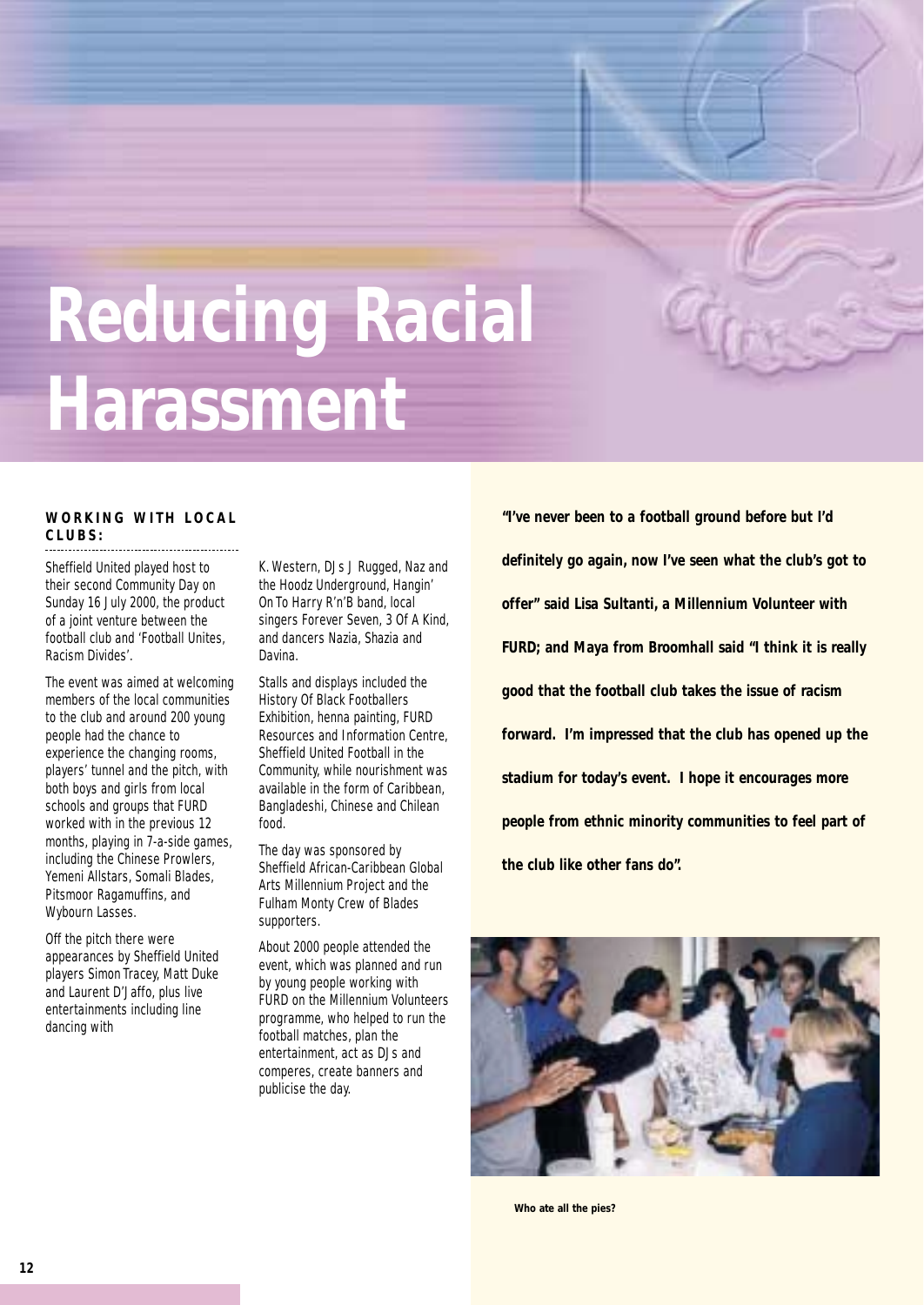# Reducing Racial Harassment

### WORKING WITH LOCAL CLUBS:

Sheffield United played host to their second Community Day on Sunday 16 July 2000, the product of a joint venture between the football club and 'Football Unites, Racism Divides'.

The event was aimed at welcoming members of the local communities to the club and around 200 young people had the chance to experience the changing rooms, players' tunnel and the pitch, with both boys and girls from local schools and groups that FURD worked with in the previous 12 months, playing in 7-a-side games, including the Chinese Prowlers, Yemeni Allstars, Somali Blades, Pitsmoor Ragamuffins, and Wybourn Lasses.

Off the pitch there were appearances by Sheffield United players Simon Tracey, Matt Duke and Laurent D'Jaffo, plus live entertainments including line dancing with K. Western, DJs J Rugged, Naz and the Hoodz Underground, Hangin' On To Harry R'n'B band, local singers Forever Seven, 3 Of A Kind, and dancers Nazia, Shazia and Davina.

Stalls and displays included the History Of Black Footballers Exhibition, henna painting, FURD Resources and Information Centre, Sheffield United Football in the Community, while nourishment was available in the form of Caribbean, Bangladeshi, Chinese and Chilean food.

The day was sponsored by Sheffield African-Caribbean Global Arts Millennium Project and the Fulham Monty Crew of Blades supporters.

About 2000 people attended the event, which was planned and run by young people working with FURD on the Millennium Volunteers programme, who helped to run the football matches, plan the entertainment, act as DJs and comperes, create banners and publicise the day.

**"I've never been to a football ground before but I'd definitely go again, now I've seen what the club's got to offer" said Lisa Sultanti, a Millennium Volunteer with FURD; and Maya from Broomhall said "I think it is really good that the football club takes the issue of racism forward. I'm impressed that the club has opened up the stadium for today's event. I hope it encourages more people from ethnic minority communities to feel part of the club like other fans do".**

**Who ate all the pies?**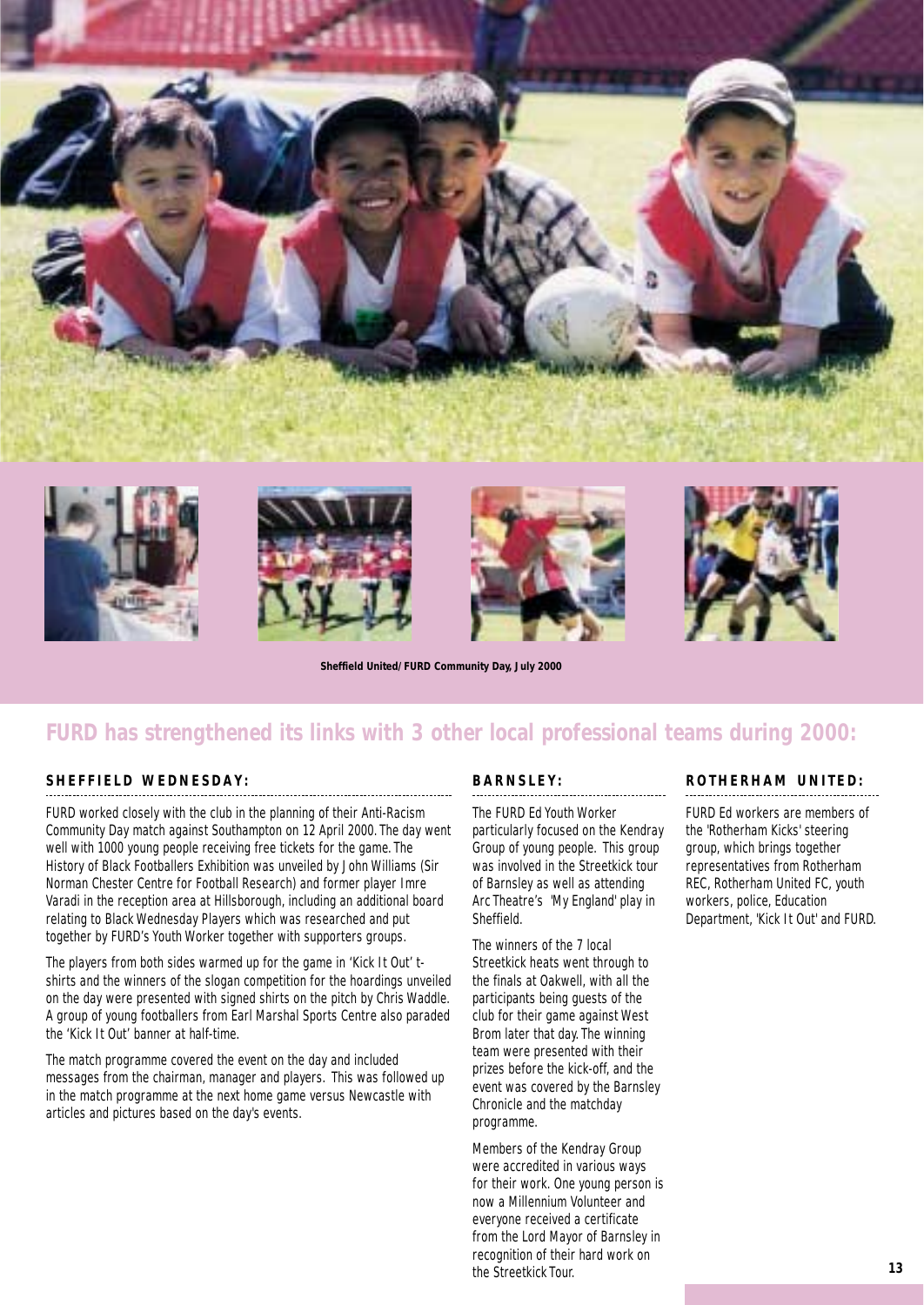Sheffield United/FURD Community Day, July 2000

## FURD has strengthened its links with 3 other local professional teams during 2000:

### SHEFFIELD WEDNESDAY:

FURD worked closely with the club in the planning of their Anti-Racism Community Day match against Southampton on 12 April 2000. The day went well with 1000 young people receiving free tickets for the game. The History of Black Footballers Exhibition was unveiled by John Williams (Sir Norman Chester Centre for Football Research) and former player Imre Varadi in the reception area at Hillsborough, including an additional board relating to Black Wednesday Players which was researched and put together by FURD's Youth Worker together with supporters groups.

The players from both sides warmed up for the game in 'Kick It Out' t-shirts and the winners of the slogan competition for the hoardings unveiled on the day were presented with signed shirts on the pitch by Chris Waddle. A group of young footballers from Earl Marshal Sports Centre also paraded the 'Kick It Out' banner at half-time.

The match programme covered the event on the day and included messages from the chairman, manager and players. This was followed up in the match programme at the next home game versus Newcastle with articles and pictures based on the day's events.

### BARNSLEY:

The FURD Ed Youth Worker particularly focused on the Kendray Group of young people. This group was involved in the Streetkick tour of Barnsley as well as attending Arc Theatre's 'My England' play in Sheffield.

The winners of the 7 local Streetkick heats went through to the finals at Oakwell, with all the participants being guests of the club for their game against West Brom later that day. The winning team were presented with their prizes before the kick-off, and the event was covered by the Barnsley Chronicle and the matchday programme.

Members of the Kendray Group were accredited in various ways for their work. One young person is now a Millennium Volunteer and everyone received a certificate from the Lord Mayor of Barnsley in recognition of their hard work on the Streetkick Tour.

### ROTHERHAM UNITED:

FURD Ed workers are members of the 'Rotherham Kicks' steering group, which brings together representatives from Rotherham REC, Rotherham United FC, youth workers, police, Education Department, 'Kick It Out' and FURD.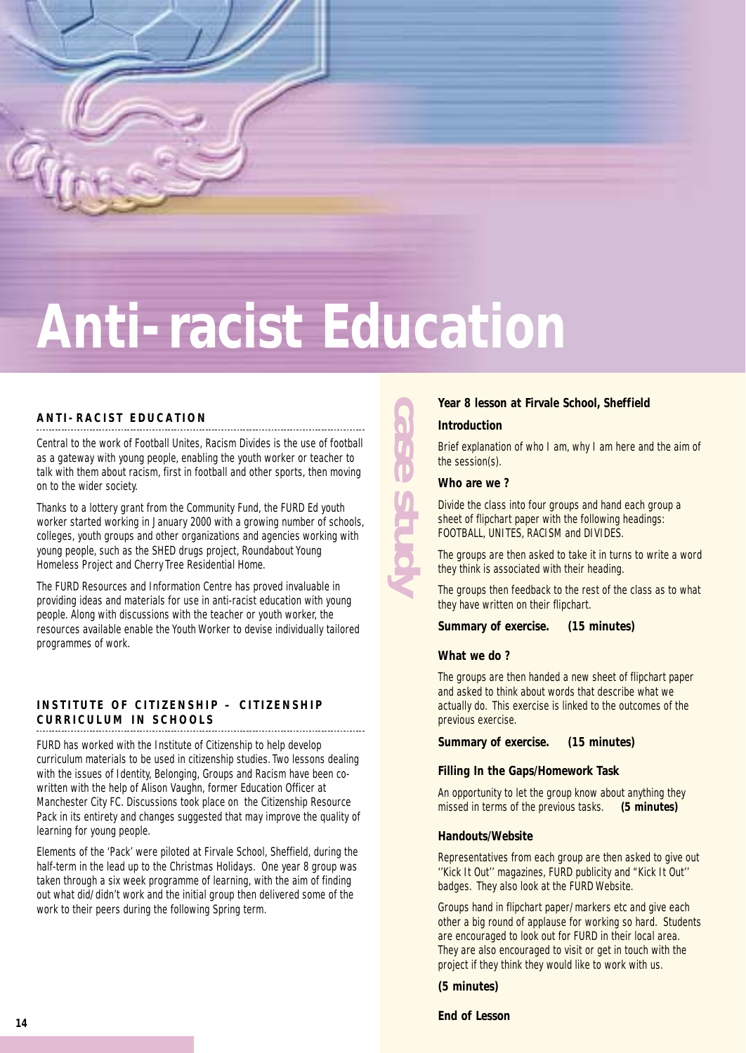# Anti-racist Education

## ANTI-RACIST EDUCATION

Central to the work of Football Unites, Racism Divides is the use of football as a gateway with young people, enabling the youth worker or teacher to talk with them about racism, first in football and other sports, then moving on to the wider society.

Thanks to a lottery grant from the Community Fund, the FURD Ed youth worker started working in January 2000 with a growing number of schools, colleges, youth groups and other organizations and agencies working with young people, such as the SHED drugs project, Roundabout Young Homeless Project and Cherry Tree Residential Home.

The FURD Resources and Information Centre has proved invaluable in providing ideas and materials for use in anti-racist education with young people. Along with discussions with the teacher or youth worker, the resources available enable the Youth Worker to devise individually tailored programmes of work.

## INSTITUTE OF CITIZENSHIP – CITIZENSHIP CURRICULUM IN SCHOOLS

FURD has worked with the Institute of Citizenship to help develop curriculum materials to be used in citizenship studies. Two lessons dealing with the issues of Identity, Belonging, Groups and Racism have been co-written with the help of Alison Vaughn, former Education Officer at Manchester City FC. Discussions took place on the Citizenship Resource Pack in its entirety and changes suggested that may improve the quality of learning for young people.

Elements of the 'Pack' were piloted at Firvale School, Sheffield, during the half-term in the lead up to the Christmas Holidays. One year 8 group was taken through a six week programme of learning, with the aim of finding out what did/didn't work and the initial group then delivered some of the work to their peers during the following Spring term.

## case study

### Year 8 lesson at Firvale School, Sheffield

**Introduction**

Brief explanation of who I am, why I am here and the aim of the session(s).

**Who are we ?**

Divide the class into four groups and hand each group a sheet of flipchart paper with the following headings: FOOTBALL, UNITES, RACISM and DIVIDES.

The groups are then asked to take it in turns to write a word they think is associated with their heading.

The groups then feedback to the rest of the class as to what they have written on their flipchart.

**Summary of exercise. (15 minutes)**

**What we do ?**

The groups are then handed a new sheet of flipchart paper and asked to think about words that describe what we actually do. This exercise is linked to the outcomes of the previous exercise.

**Summary of exercise. (15 minutes)**

**Filling In the Gaps/Homework Task**

An opportunity to let the group know about anything they missed in terms of the previous tasks. **(5 minutes)**

**Handouts/Website**

Representatives from each group are then asked to give out ''Kick It Out'' magazines, FURD publicity and "Kick It Out'' badges. They also look at the FURD Website.

Groups hand in flipchart paper/markers etc and give each other a big round of applause for working so hard. Students are encouraged to look out for FURD in their local area. They are also encouraged to visit or get in touch with the project if they think they would like to work with us.

**(5 minutes)**

**End of Lesson**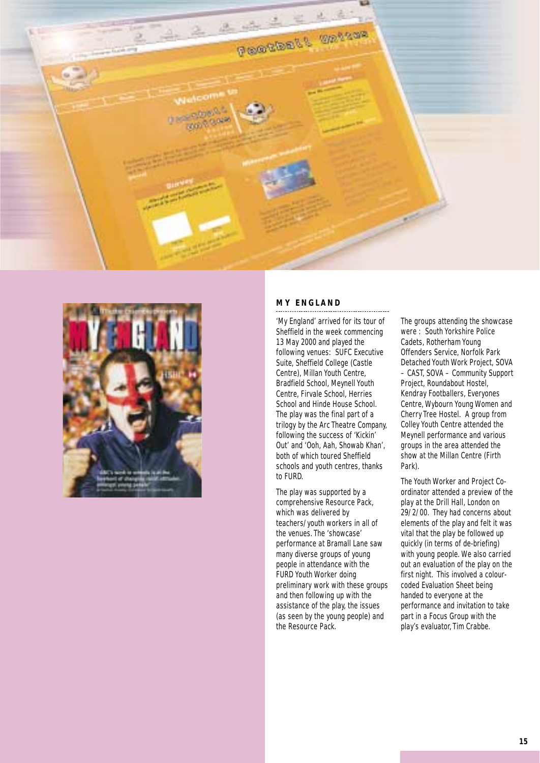## MY ENGLAND

'My England' arrived for its tour of Sheffield in the week commencing 13 May 2000 and played the following venues: SUFC Executive Suite, Sheffield College (Castle Centre), Millan Youth Centre, Bradfield School, Meynell Youth Centre, Firvale School, Herries School and Hinde House School. The play was the final part of a trilogy by the Arc Theatre Company, following the success of 'Kickin' Out' and 'Ooh, Aah, Showab Khan', both of which toured Sheffield schools and youth centres, thanks to FURD.

The play was supported by a comprehensive Resource Pack, which was delivered by teachers/youth workers in all of the venues. The 'showcase' performance at Bramall Lane saw many diverse groups of young people in attendance with the FURD Youth Worker doing preliminary work with these groups and then following up with the assistance of the play, the issues (as seen by the young people) and the Resource Pack.

The groups attending the showcase were : South Yorkshire Police Cadets, Rotherham Young Offenders Service, Norfolk Park Detached Youth Work Project, SOVA – CAST, SOVA – Community Support Project, Roundabout Hostel, Kendray Footballers, Everyones Centre, Wybourn Young Women and Cherry Tree Hostel. A group from Colley Youth Centre attended the Meynell performance and various groups in the area attended the show at the Millan Centre (Firth Park).

The Youth Worker and Project Co-ordinator attended a preview of the play at the Drill Hall, London on 29/2/00. They had concerns about elements of the play and felt it was vital that the play be followed up quickly (in terms of de-briefing) with young people. We also carried out an evaluation of the play on the first night. This involved a colour-coded Evaluation Sheet being handed to everyone at the performance and invitation to take part in a Focus Group with the play's evaluator, Tim Crabbe.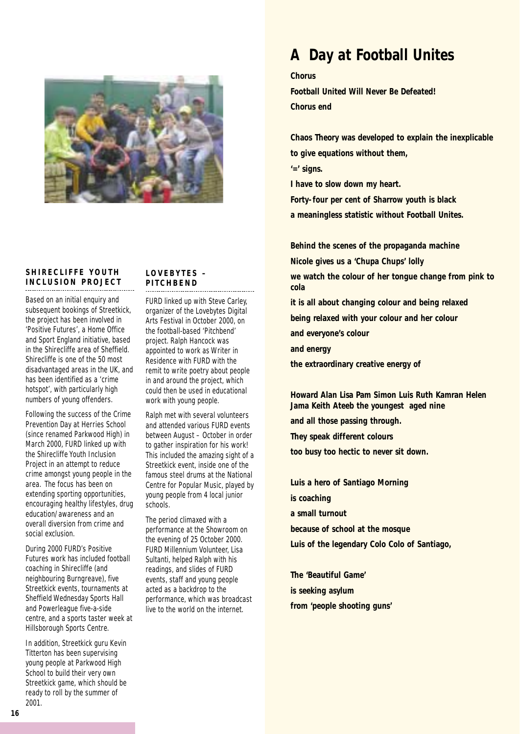### SHIRECLIFFE YOUTH INCLUSION PROJECT

Based on an initial enquiry and subsequent bookings of Streetkick, the project has been involved in 'Positive Futures', a Home Office and Sport England initiative, based in the Shirecliffe area of Sheffield. Shirecliffe is one of the 50 most disadvantaged areas in the UK, and has been identified as a 'crime hotspot', with particularly high numbers of young offenders.

Following the success of the Crime Prevention Day at Herries School (since renamed Parkwood High) in March 2000, FURD linked up with the Shirecliffe Youth Inclusion Project in an attempt to reduce crime amongst young people in the area. The focus has been on extending sporting opportunities, encouraging healthy lifestyles, drug education/awareness and an overall diversion from crime and social exclusion.

During 2000 FURD's Positive Futures work has included football coaching in Shirecliffe (and neighbouring Burngreave), five Streetkick events, tournaments at Sheffield Wednesday Sports Hall and Powerleague five-a-side centre, and a sports taster week at Hillsborough Sports Centre.

In addition, Streetkick guru Kevin Titterton has been supervising young people at Parkwood High School to build their very own Streetkick game, which should be ready to roll by the summer of 2001.

### LOVEBYTES – PITCHBEND

FURD linked up with Steve Carley, organizer of the Lovebytes Digital Arts Festival in October 2000, on the football-based 'Pitchbend' project. Ralph Hancock was appointed to work as Writer in Residence with FURD with the remit to write poetry about people in and around the project, which could then be used in educational work with young people.

Ralph met with several volunteers and attended various FURD events between August – October in order to gather inspiration for his work! This included the amazing sight of a Streetkick event, inside one of the famous steel drums at the National Centre for Popular Music, played by young people from 4 local junior schools.

The period climaxed with a performance at the Showroom on the evening of 25 October 2000. FURD Millennium Volunteer, Lisa Sultanti, helped Ralph with his readings, and slides of FURD events, staff and young people acted as a backdrop to the performance, which was broadcast live to the world on the internet.

## A Day at Football Unites

**Chorus**
**Football United Will Never Be Defeated!**
**Chorus end**

**Chaos Theory was developed to explain the inexplicable**
**to give equations without them,**
**'=' signs.**
**I have to slow down my heart.**
**Forty-four per cent of Sharrow youth is black**
**a meaningless statistic without Football Unites.**

**Behind the scenes of the propaganda machine**
**Nicole gives us a 'Chupa Chups' lolly**
**we watch the colour of her tongue change from pink to cola**
**it is all about changing colour and being relaxed**
**being relaxed with your colour and her colour**
**and everyone's colour**
**and energy**
**the extraordinary creative energy of**

**Howard Alan Lisa Pam Simon Luis Ruth Kamran Helen Jama Keith Ateeb the youngest aged nine**
**and all those passing through.**
**They speak different colours**
**too busy too hectic to never sit down.**

**Luis a hero of Santiago Morning**
**is coaching**
**a small turnout**
**because of school at the mosque**
**Luis of the legendary Colo Colo of Santiago,**

**The 'Beautiful Game'**
**is seeking asylum**
**from 'people shooting guns'**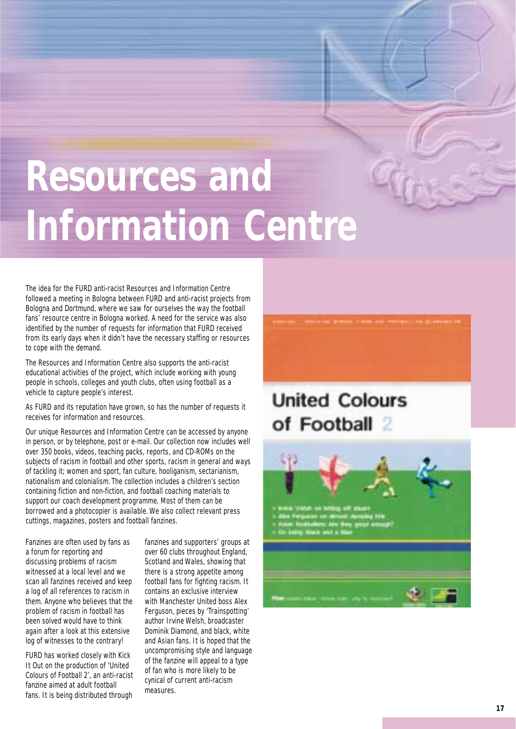# Resources and Information Centre

The idea for the FURD anti-racist Resources and Information Centre followed a meeting in Bologna between FURD and anti-racist projects from Bologna and Dortmund, where we saw for ourselves the way the football fans' resource centre in Bologna worked. A need for the service was also identified by the number of requests for information that FURD received from its early days when it didn't have the necessary staffing or resources to cope with the demand.

The Resources and Information Centre also supports the anti-racist educational activities of the project, which include working with young people in schools, colleges and youth clubs, often using football as a vehicle to capture people's interest.

As FURD and its reputation have grown, so has the number of requests it receives for information and resources.

Our unique Resources and Information Centre can be accessed by anyone in person, or by telephone, post or e-mail. Our collection now includes well over 350 books, videos, teaching packs, reports, and CD-ROMs on the subjects of racism in football and other sports, racism in general and ways of tackling it; women and sport, fan culture, hooliganism, sectarianism, nationalism and colonialism. The collection includes a children's section containing fiction and non-fiction, and football coaching materials to support our coach development programme. Most of them can be borrowed and a photocopier is available. We also collect relevant press cuttings, magazines, posters and football fanzines.

Fanzines are often used by fans as a forum for reporting and discussing problems of racism witnessed at a local level and we scan all fanzines received and keep a log of all references to racism in them. Anyone who believes that the problem of racism in football has been solved would have to think again after a look at this extensive log of witnesses to the contrary!

FURD has worked closely with Kick It Out on the production of 'United Colours of Football 2', an anti-racist fanzine aimed at adult football fans. It is being distributed through fanzines and supporters' groups at over 60 clubs throughout England, Scotland and Wales, showing that there is a strong appetite among football fans for fighting racism. It contains an exclusive interview with Manchester United boss Alex Ferguson, pieces by 'Trainspotting' author Irvine Welsh, broadcaster Dominik Diamond, and black, white and Asian fans. It is hoped that the uncompromising style and language of the fanzine will appeal to a type of fan who is more likely to be cynical of current anti-racism measures.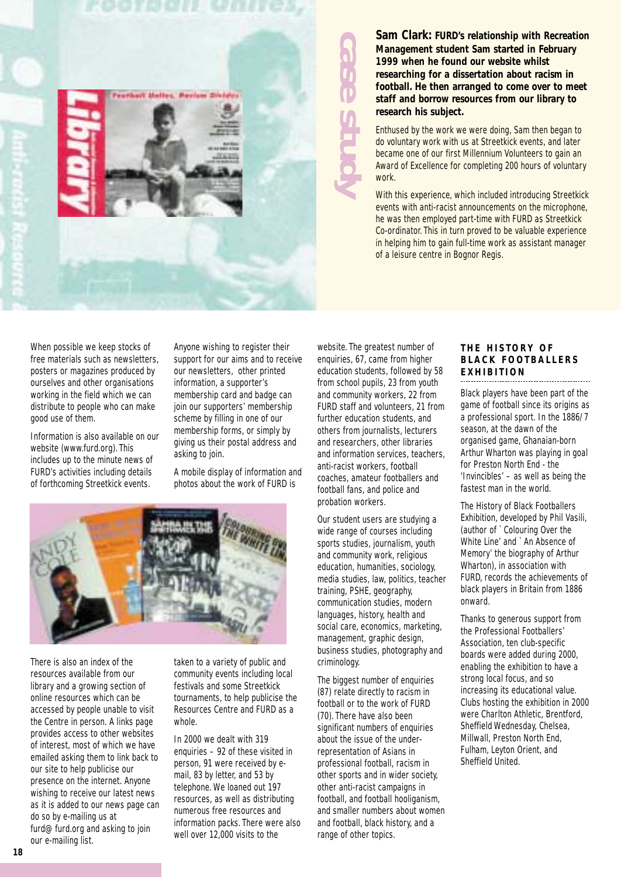## case study

**Sam Clark: FURD's relationship with Recreation Management student Sam started in February 1999 when he found our website whilst researching for a dissertation about racism in football. He then arranged to come over to meet staff and borrow resources from our library to research his subject.**

Enthused by the work we were doing, Sam then began to do voluntary work with us at Streetkick events, and later became one of our first Millennium Volunteers to gain an Award of Excellence for completing 200 hours of voluntary work.

With this experience, which included introducing Streetkick events with anti-racist announcements on the microphone, he was then employed part-time with FURD as Streetkick Co-ordinator. This in turn proved to be valuable experience in helping him to gain full-time work as assistant manager of a leisure centre in Bognor Regis.

When possible we keep stocks of free materials such as newsletters, posters or magazines produced by ourselves and other organisations working in the field which we can distribute to people who can make good use of them.

Information is also available on our website (www.furd.org). This includes up to the minute news of FURD's activities including details of forthcoming Streetkick events.

There is also an index of the resources available from our library and a growing section of online resources which can be accessed by people unable to visit the Centre in person. A links page provides access to other websites of interest, most of which we have emailed asking them to link back to our site to help publicise our presence on the internet. Anyone wishing to receive our latest news as it is added to our news page can do so by e-mailing us at furd@ furd.org and asking to join our e-mailing list.

Anyone wishing to register their support for our aims and to receive our newsletters, other printed information, a supporter's membership card and badge can join our supporters' membership scheme by filling in one of our membership forms, or simply by giving us their postal address and asking to join.

A mobile display of information and photos about the work of FURD is taken to a variety of public and community events including local festivals and some Streetkick tournaments, to help publicise the Resources Centre and FURD as a whole.

In 2000 we dealt with 319 enquiries – 92 of these visited in person, 91 were received by e-mail, 83 by letter, and 53 by telephone. We loaned out 197 resources, as well as distributing numerous free resources and information packs. There were also well over 12,000 visits to the website. The greatest number of enquiries, 67, came from higher education students, followed by 58 from school pupils, 23 from youth and community workers, 22 from FURD staff and volunteers, 21 from further education students, and others from journalists, lecturers and researchers, other libraries and information services, teachers, anti-racist workers, football coaches, amateur footballers and football fans, and police and probation workers.

Our student users are studying a wide range of courses including sports studies, journalism, youth and community work, religious education, humanities, sociology, media studies, law, politics, teacher training, PSHE, geography, communication studies, modern languages, history, health and social care, economics, marketing, management, graphic design, business studies, photography and criminology.

The biggest number of enquiries (87) relate directly to racism in football or to the work of FURD (70). There have also been significant numbers of enquiries about the issue of the under-representation of Asians in professional football, racism in other sports and in wider society, other anti-racist campaigns in football, and football hooliganism, and smaller numbers about women and football, black history, and a range of other topics.

### THE HISTORY OF BLACK FOOTBALLERS EXHIBITION

Black players have been part of the game of football since its origins as a professional sport. In the 1886/7 season, at the dawn of the organised game, Ghanaian-born Arthur Wharton was playing in goal for Preston North End - the 'Invincibles' – as well as being the fastest man in the world.

The History of Black Footballers Exhibition, developed by Phil Vasili, (author of `Colouring Over the White Line' and `An Absence of Memory' the biography of Arthur Wharton), in association with FURD, records the achievements of black players in Britain from 1886 onward.

Thanks to generous support from the Professional Footballers' Association, ten club-specific boards were added during 2000, enabling the exhibition to have a strong local focus, and so increasing its educational value. Clubs hosting the exhibition in 2000 were Charlton Athletic, Brentford, Sheffield Wednesday, Chelsea, Millwall, Preston North End, Fulham, Leyton Orient, and Sheffield United.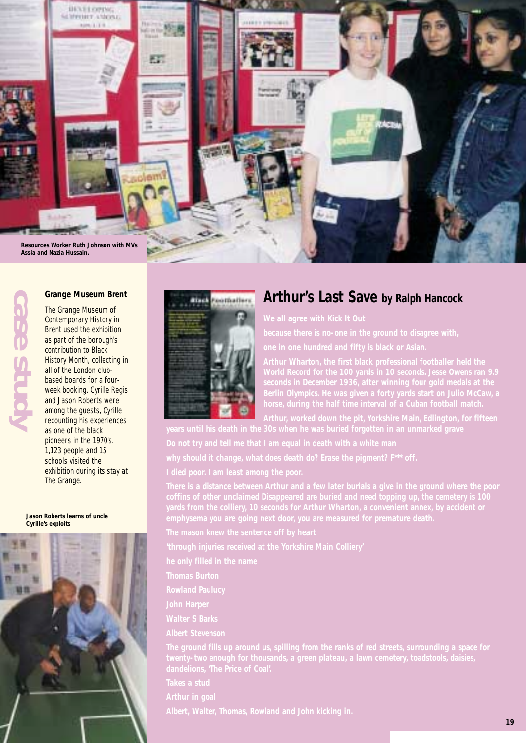Resources Worker Ruth Johnson with MVs Assia and Nazia Hussain.

case study

## Grange Museum Brent

The Grange Museum of Contemporary History in Brent used the exhibition as part of the borough's contribution to Black History Month, collecting in all of the London club-based boards for a four-week booking. Cyrille Regis and Jason Roberts were among the guests, Cyrille recounting his experiences as one of the black pioneers in the 1970's. 1,123 people and 15 schools visited the exhibition during its stay at The Grange.

Jason Roberts learns of uncle Cyrille's exploits

## Arthur's Last Save by Ralph Hancock

We all agree with Kick It Out

because there is no-one in the ground to disagree with,

one in one hundred and fifty is black or Asian.

Arthur Wharton, the first black professional footballer held the World Record for the 100 yards in 10 seconds. Jesse Owens ran 9.9 seconds in December 1936, after winning four gold medals at the Berlin Olympics. He was given a forty yards start on Julio McCaw, a horse, during the half time interval of a Cuban football match.

Arthur, worked down the pit, Yorkshire Main, Edlington, for fifteen years until his death in the 30s when he was buried forgotten in an unmarked grave

Do not try and tell me that I am equal in death with a white man

why should it change, what does death do? Erase the pigment? F*** off.

I died poor. I am least among the poor.

There is a distance between Arthur and a few later burials a give in the ground where the poor coffins of other unclaimed Disappeared are buried and need topping up, the cemetery is 100 yards from the colliery, 10 seconds for Arthur Wharton, a convenient annex, by accident or emphysema you are going next door, you are measured for premature death.

The mason knew the sentence off by heart

'through injuries received at the Yorkshire Main Colliery'

he only filled in the name

Thomas Burton

Rowland Paulucy

John Harper

Walter S Barks

Albert Stevenson

The ground fills up around us, spilling from the ranks of red streets, surrounding a space for twenty-two enough for thousands, a green plateau, a lawn cemetery, toadstools, daisies, dandelions, 'The Price of Coal'.

Takes a stud

Arthur in goal

Albert, Walter, Thomas, Rowland and John kicking in.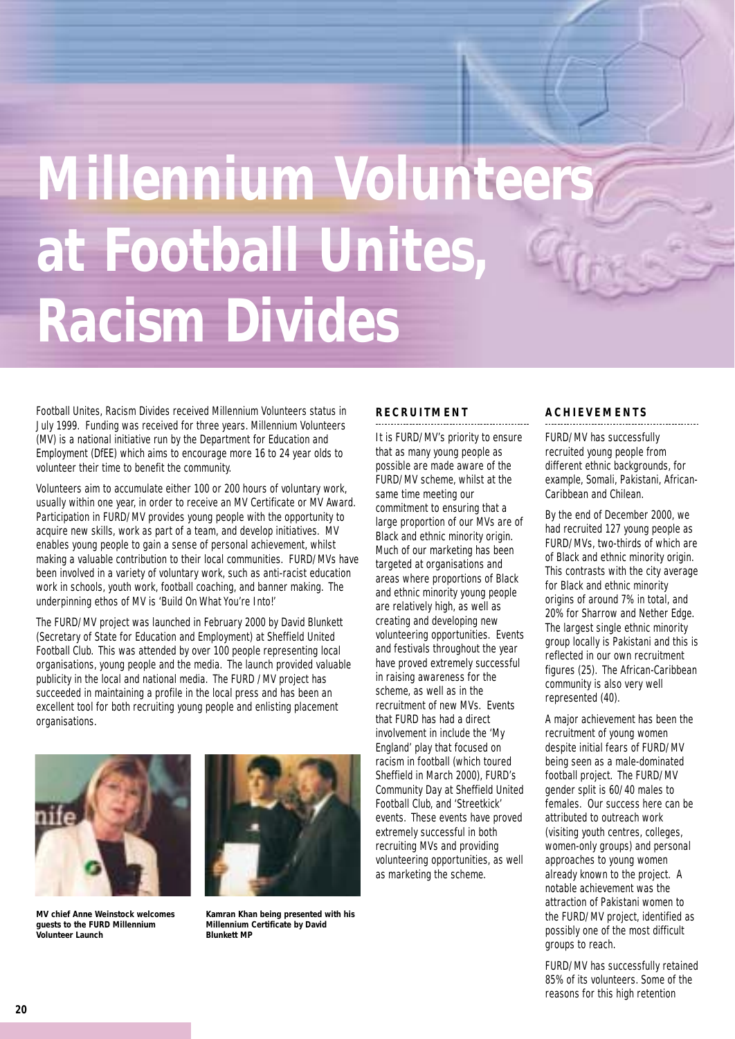# Millennium Volunteers at Football Unites, Racism Divides

Football Unites, Racism Divides received Millennium Volunteers status in July 1999. Funding was received for three years. Millennium Volunteers (MV) is a national initiative run by the Department for Education and Employment (DfEE) which aims to encourage more 16 to 24 year olds to volunteer their time to benefit the community.

Volunteers aim to accumulate either 100 or 200 hours of voluntary work, usually within one year, in order to receive an MV Certificate or MV Award. Participation in FURD/MV provides young people with the opportunity to acquire new skills, work as part of a team, and develop initiatives. MV enables young people to gain a sense of personal achievement, whilst making a valuable contribution to their local communities. FURD/MVs have been involved in a variety of voluntary work, such as anti-racist education work in schools, youth work, football coaching, and banner making. The underpinning ethos of MV is 'Build On What You're Into!'

The FURD/MV project was launched in February 2000 by David Blunkett (Secretary of State for Education and Employment) at Sheffield United Football Club. This was attended by over 100 people representing local organisations, young people and the media. The launch provided valuable publicity in the local and national media. The FURD /MV project has succeeded in maintaining a profile in the local press and has been an excellent tool for both recruiting young people and enlisting placement organisations.

**MV chief Anne Weinstock welcomes guests to the FURD Millennium Volunteer Launch**

**Kamran Khan being presented with his Millennium Certificate by David Blunkett MP**

## RECRUITMENT

It is FURD/MV's priority to ensure that as many young people as possible are made aware of the FURD/MV scheme, whilst at the same time meeting our commitment to ensuring that a large proportion of our MVs are of Black and ethnic minority origin. Much of our marketing has been targeted at organisations and areas where proportions of Black and ethnic minority young people are relatively high, as well as creating and developing new volunteering opportunities. Events and festivals throughout the year have proved extremely successful in raising awareness for the scheme, as well as in the recruitment of new MVs. Events that FURD has had a direct involvement in include the 'My England' play that focused on racism in football (which toured Sheffield in March 2000), FURD's Community Day at Sheffield United Football Club, and 'Streetkick' events. These events have proved extremely successful in both recruiting MVs and providing volunteering opportunities, as well as marketing the scheme.

## ACHIEVEMENTS

FURD/MV has successfully recruited young people from different ethnic backgrounds, for example, Somali, Pakistani, African-Caribbean and Chilean.

By the end of December 2000, we had recruited 127 young people as FURD/MVs, two-thirds of which are of Black and ethnic minority origin. This contrasts with the city average for Black and ethnic minority origins of around 7% in total, and 20% for Sharrow and Nether Edge. The largest single ethnic minority group locally is Pakistani and this is reflected in our own recruitment figures (25). The African-Caribbean community is also very well represented (40).

A major achievement has been the recruitment of young women despite initial fears of FURD/MV being seen as a male-dominated football project. The FURD/MV gender split is 60/40 males to females. Our success here can be attributed to outreach work (visiting youth centres, colleges, women-only groups) and personal approaches to young women already known to the project. A notable achievement was the attraction of Pakistani women to the FURD/MV project, identified as possibly one of the most difficult groups to reach.

FURD/MV has successfully retained 85% of its volunteers. Some of the reasons for this high retention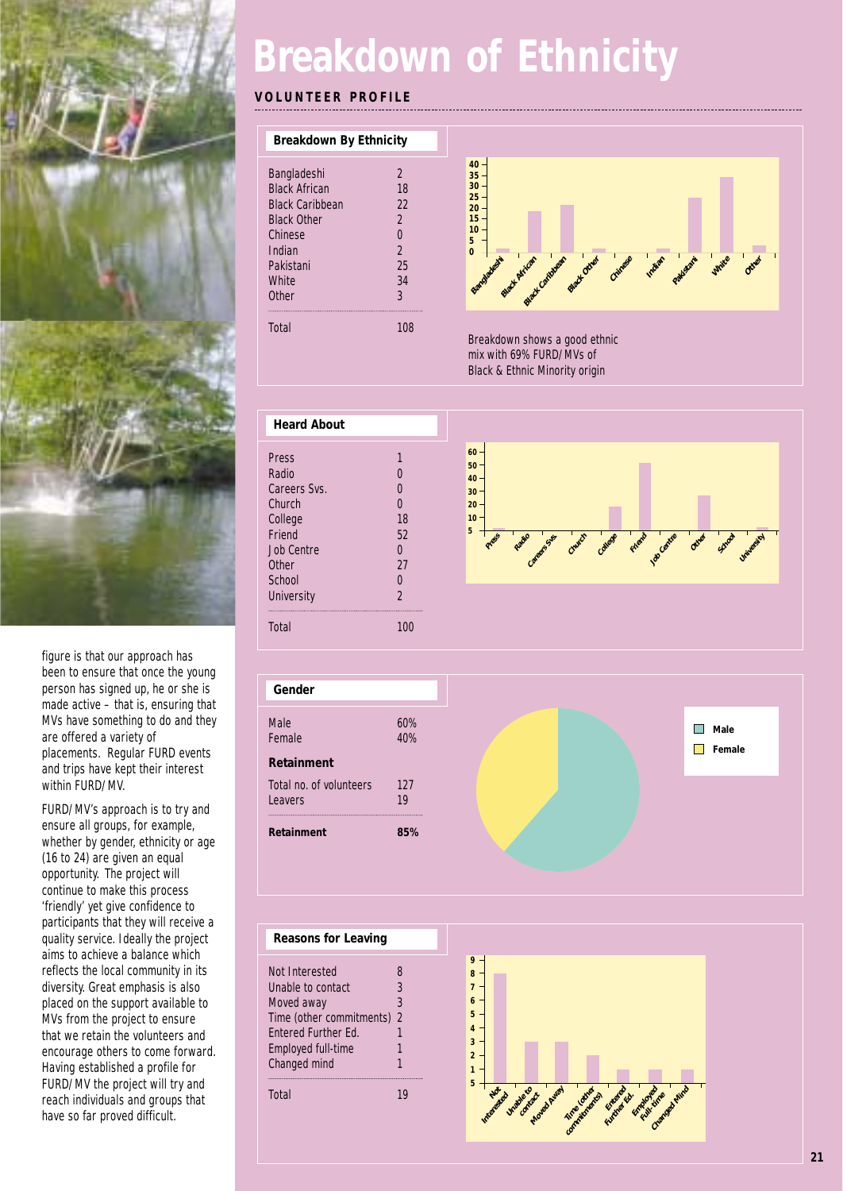# Breakdown of Ethnicity

**VOLUNTEER PROFILE**

### Breakdown By Ethnicity

| Ethnicity | Number |
|---|---|
| Bangladeshi | 2 |
| Black African | 18 |
| Black Caribbean | 22 |
| Black Other | 2 |
| Chinese | 0 |
| Indian | 2 |
| Pakistani | 25 |
| White | 34 |
| Other | 3 |
| Total | 108 |

Breakdown shows a good ethnic mix with 69% FURD/MVs of Black & Ethnic Minority origin

### Heard About

| Source | Number |
|---|---|
| Press | 1 |
| Radio | 0 |
| Careers Svs. | 0 |
| Church | 0 |
| College | 18 |
| Friend | 52 |
| Job Centre | 0 |
| Other | 27 |
| School | 0 |
| University | 2 |
| Total | 100 |

### Gender

| Gender | % |
|---|---|
| Male | 60% |
| Female | 40% |

### Retainment

| | |
|---|---|
| Total no. of volunteers | 127 |
| Leavers | 19 |
| **Retainment** | **85%** |

### Reasons for Leaving

| Reason | Number |
|---|---|
| Not Interested | 8 |
| Unable to contact | 3 |
| Moved away | 3 |
| Time (other commitments) | 2 |
| Entered Further Ed. | 1 |
| Employed full-time | 1 |
| Changed mind | 1 |
| Total | 19 |

figure is that our approach has been to ensure that once the young person has signed up, he or she is made active – that is, ensuring that MVs have something to do and they are offered a variety of placements. Regular FURD events and trips have kept their interest within FURD/MV.

FURD/MV's approach is to try and ensure all groups, for example, whether by gender, ethnicity or age (16 to 24) are given an equal opportunity. The project will continue to make this process 'friendly' yet give confidence to participants that they will receive a quality service. Ideally the project aims to achieve a balance which reflects the local community in its diversity. Great emphasis is also placed on the support available to MVs from the project to ensure that we retain the volunteers and encourage others to come forward. Having established a profile for FURD/MV the project will try and reach individuals and groups that have so far proved difficult.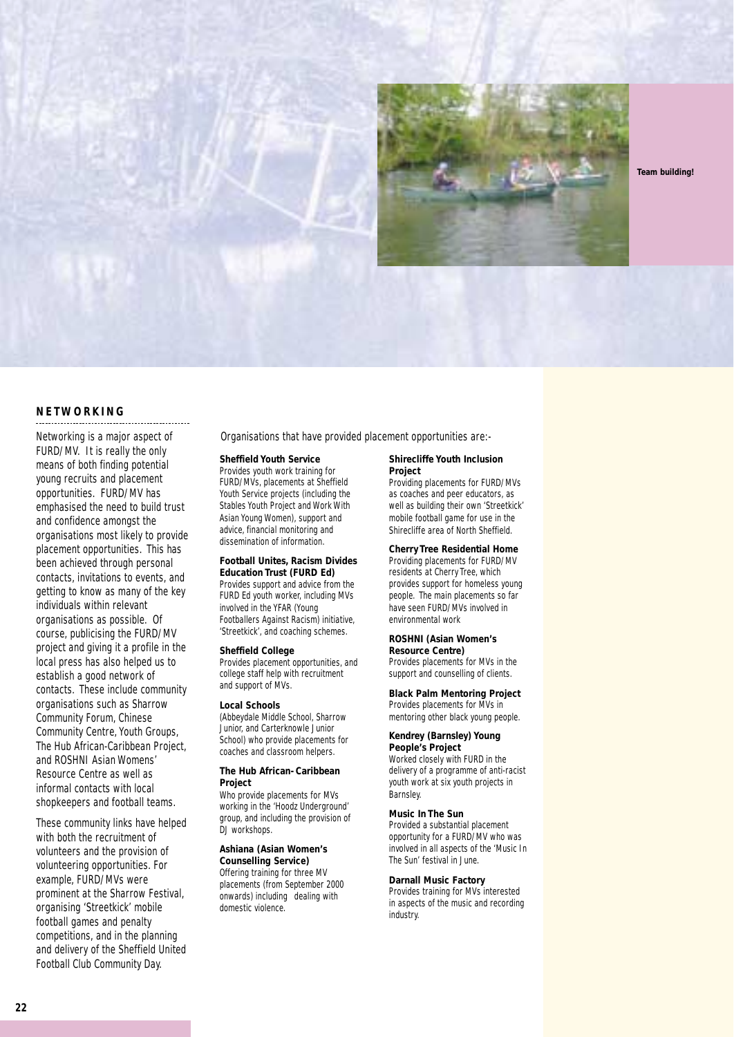Team building!

## NETWORKING

Networking is a major aspect of FURD/MV. It is really the only means of both finding potential young recruits and placement opportunities. FURD/MV has emphasised the need to build trust and confidence amongst the organisations most likely to provide placement opportunities. This has been achieved through personal contacts, invitations to events, and getting to know as many of the key individuals within relevant organisations as possible. Of course, publicising the FURD/MV project and giving it a profile in the local press has also helped us to establish a good network of contacts. These include community organisations such as Sharrow Community Forum, Chinese Community Centre, Youth Groups, The Hub African-Caribbean Project, and ROSHNI Asian Womens' Resource Centre as well as informal contacts with local shopkeepers and football teams.

These community links have helped with both the recruitment of volunteers and the provision of volunteering opportunities. For example, FURD/MVs were prominent at the Sharrow Festival, organising 'Streetkick' mobile football games and penalty competitions, and in the planning and delivery of the Sheffield United Football Club Community Day.

Organisations that have provided placement opportunities are:-

**Sheffield Youth Service**
Provides youth work training for FURD/MVs, placements at Sheffield Youth Service projects (including the Stables Youth Project and Work With Asian Young Women), support and advice, financial monitoring and dissemination of information.

**Football Unites, Racism Divides Education Trust (FURD Ed)**
Provides support and advice from the FURD Ed youth worker, including MVs involved in the YFAR (Young Footballers Against Racism) initiative, 'Streetkick', and coaching schemes.

**Sheffield College**
Provides placement opportunities, and college staff help with recruitment and support of MVs.

**Local Schools**
(Abbeydale Middle School, Sharrow Junior, and Carterknowle Junior School) who provide placements for coaches and classroom helpers.

**The Hub African- Caribbean Project**
Who provide placements for MVs working in the 'Hoodz Underground' group, and including the provision of DJ workshops.

**Ashiana (Asian Women's Counselling Service)**
Offering training for three MV placements (from September 2000 onwards) including dealing with domestic violence.

**Shirecliffe Youth Inclusion Project**
Providing placements for FURD/MVs as coaches and peer educators, as well as building their own 'Streetkick' mobile football game for use in the Shirecliffe area of North Sheffield.

**Cherry Tree Residential Home**
Providing placements for FURD/MV residents at Cherry Tree, which provides support for homeless young people. The main placements so far have seen FURD/MVs involved in environmental work

**ROSHNI (Asian Women's Resource Centre)**
Provides placements for MVs in the support and counselling of clients.

**Black Palm Mentoring Project**
Provides placements for MVs in mentoring other black young people.

**Kendrey (Barnsley) Young People's Project**
Worked closely with FURD in the delivery of a programme of anti-racist youth work at six youth projects in Barnsley.

**Music In The Sun**
Provided a substantial placement opportunity for a FURD/MV who was involved in all aspects of the 'Music In The Sun' festival in June.

**Darnall Music Factory**
Provides training for MVs interested in aspects of the music and recording industry.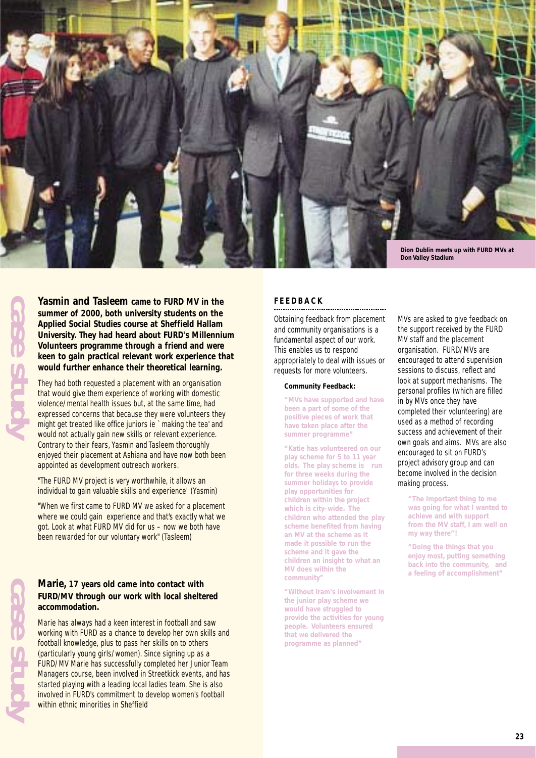Dion Dublin meets up with FURD MVs at Don Valley Stadium

## Case study

**Yasmin and Tasleem came to FURD MV in the summer of 2000, both university students on the Applied Social Studies course at Sheffield Hallam University. They had heard about FURD's Millennium Volunteers programme through a friend and were keen to gain practical relevant work experience that would further enhance their theoretical learning.**

They had both requested a placement with an organisation that would give them experience of working with domestic violence/mental health issues but, at the same time, had expressed concerns that because they were volunteers they might get treated like office juniors ie `making the tea' and would not actually gain new skills or relevant experience. Contrary to their fears, Yasmin and Tasleem thoroughly enjoyed their placement at Ashiana and have now both been appointed as development outreach workers.

"The FURD MV project is very worthwhile, it allows an individual to gain valuable skills and experience" (Yasmin)

"When we first came to FURD MV we asked for a placement where we could gain experience and that's exactly what we got. Look at what FURD MV did for us – now we both have been rewarded for our voluntary work" (Tasleem)

## Case study

**Marie, 17 years old came into contact with FURD/MV through our work with local sheltered accommodation.**

Marie has always had a keen interest in football and saw working with FURD as a chance to develop her own skills and football knowledge, plus to pass her skills on to others (particularly young girls/women). Since signing up as a FURD/MV Marie has successfully completed her Junior Team Managers course, been involved in Streetkick events, and has started playing with a leading local ladies team. She is also involved in FURD's commitment to develop women's football within ethnic minorities in Sheffield

## FEEDBACK

Obtaining feedback from placement and community organisations is a fundamental aspect of our work. This enables us to respond appropriately to deal with issues or requests for more volunteers.

**Community Feedback:**

**"MVs have supported and have been a part of some of the positive pieces of work that have taken place after the summer programme"**

**"Katie has volunteered on our play scheme for 5 to 11 year olds. The play scheme is run for three weeks during the summer holidays to provide play opportunities for children within the project which is city-wide. The children who attended the play scheme benefited from having an MV at the scheme as it made it possible to run the scheme and it gave the children an insight to what an MV does within the community"**

**"Without Iram's involvement in the junior play scheme we would have struggled to provide the activities for young people. Volunteers ensured that we delivered the programme as planned"**

MVs are asked to give feedback on the support received by the FURD MV staff and the placement organisation. FURD/MVs are encouraged to attend supervision sessions to discuss, reflect and look at support mechanisms. The personal profiles (which are filled in by MVs once they have completed their volunteering) are used as a method of recording success and achievement of their own goals and aims. MVs are also encouraged to sit on FURD's project advisory group and can become involved in the decision making process.

**"The important thing to me was going for what I wanted to achieve and with support from the MV staff, I am well on my way there"!**

**"Doing the things that you enjoy most, putting something back into the community, and a feeling of accomplishment"**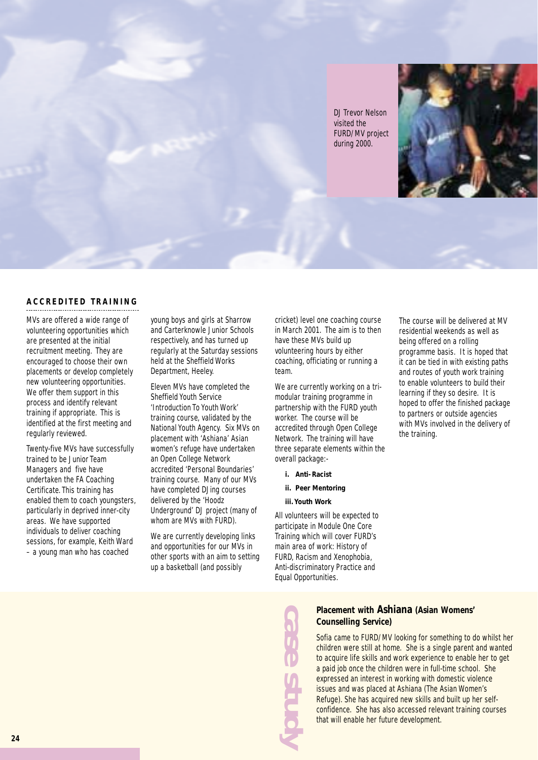DJ Trevor Nelson visited the FURD/MV project during 2000.

## ACCREDITED TRAINING

MVs are offered a wide range of volunteering opportunities which are presented at the initial recruitment meeting. They are encouraged to choose their own placements or develop completely new volunteering opportunities. We offer them support in this process and identify relevant training if appropriate. This is identified at the first meeting and regularly reviewed.

Twenty-five MVs have successfully trained to be Junior Team Managers and five have undertaken the FA Coaching Certificate. This training has enabled them to coach youngsters, particularly in deprived inner-city areas. We have supported individuals to deliver coaching sessions, for example, Keith Ward – a young man who has coached young boys and girls at Sharrow and Carterknowle Junior Schools respectively, and has turned up regularly at the Saturday sessions held at the Sheffield Works Department, Heeley.

Eleven MVs have completed the Sheffield Youth Service 'Introduction To Youth Work' training course, validated by the National Youth Agency. Six MVs on placement with 'Ashiana' Asian women's refuge have undertaken an Open College Network accredited 'Personal Boundaries' training course. Many of our MVs have completed DJing courses delivered by the 'Hoodz Underground' DJ project (many of whom are MVs with FURD).

We are currently developing links and opportunities for our MVs in other sports with an aim to setting up a basketball (and possibly cricket) level one coaching course in March 2001. The aim is to then have these MVs build up volunteering hours by either coaching, officiating or running a team.

We are currently working on a tri-modular training programme in partnership with the FURD youth worker. The course will be accredited through Open College Network. The training will have three separate elements within the overall package:-

i. **Anti-Racist**

ii. **Peer Mentoring**

iii. **Youth Work**

All volunteers will be expected to participate in Module One Core Training which will cover FURD's main area of work: History of FURD, Racism and Xenophobia, Anti-discriminatory Practice and Equal Opportunities.

The course will be delivered at MV residential weekends as well as being offered on a rolling programme basis. It is hoped that it can be tied in with existing paths and routes of youth work training to enable volunteers to build their learning if they so desire. It is hoped to offer the finished package to partners or outside agencies with MVs involved in the delivery of the training.

### case study

**Placement with Ashiana (Asian Womens' Counselling Service)**

Sofia came to FURD/MV looking for something to do whilst her children were still at home. She is a single parent and wanted to acquire life skills and work experience to enable her to get a paid job once the children were in full-time school. She expressed an interest in working with domestic violence issues and was placed at Ashiana (The Asian Women's Refuge). She has acquired new skills and built up her self-confidence. She has also accessed relevant training courses that will enable her future development.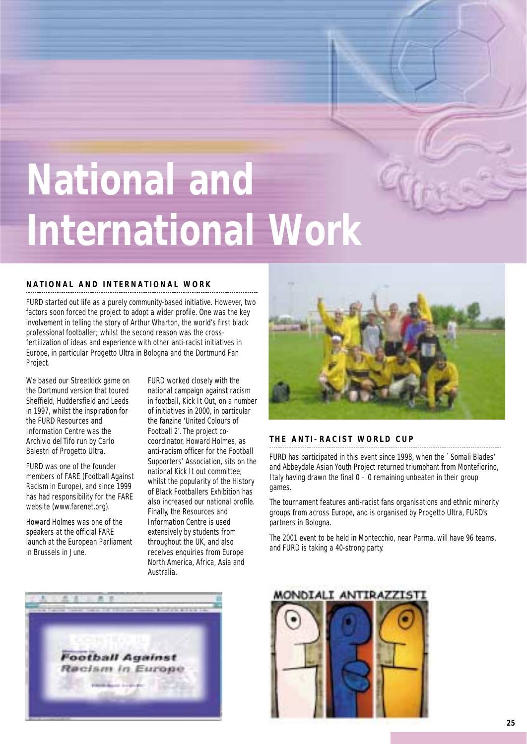# National and International Work

## NATIONAL AND INTERNATIONAL WORK

FURD started out life as a purely community-based initiative. However, two factors soon forced the project to adopt a wider profile. One was the key involvement in telling the story of Arthur Wharton, the world's first black professional footballer; whilst the second reason was the cross-fertilization of ideas and experience with other anti-racist initiatives in Europe, in particular Progetto Ultra in Bologna and the Dortmund Fan Project.

We based our Streetkick game on the Dortmund version that toured Sheffield, Huddersfield and Leeds in 1997, whilst the inspiration for the FURD Resources and Information Centre was the Archivio del Tifo run by Carlo Balestri of Progetto Ultra.

FURD was one of the founder members of FARE (Football Against Racism in Europe), and since 1999 has had responsibility for the FARE website (www.farenet.org).

Howard Holmes was one of the speakers at the official FARE launch at the European Parliament in Brussels in June.

FURD worked closely with the national campaign against racism in football, Kick It Out, on a number of initiatives in 2000, in particular the fanzine 'United Colours of Football 2'. The project co-coordinator, Howard Holmes, as anti-racism officer for the Football Supporters' Association, sits on the national Kick It out committee, whilst the popularity of the History of Black Footballers Exhibition has also increased our national profile. Finally, the Resources and Information Centre is used extensively by students from throughout the UK, and also receives enquiries from Europe North America, Africa, Asia and Australia.

## THE ANTI-RACIST WORLD CUP

FURD has participated in this event since 1998, when the `Somali Blades' and Abbeydale Asian Youth Project returned triumphant from Montefiorino, Italy having drawn the final 0 – 0 remaining unbeaten in their group games.

The tournament features anti-racist fans organisations and ethnic minority groups from across Europe, and is organised by Progetto Ultra, FURD's partners in Bologna.

The 2001 event to be held in Montecchio, near Parma, will have 96 teams, and FURD is taking a 40-strong party.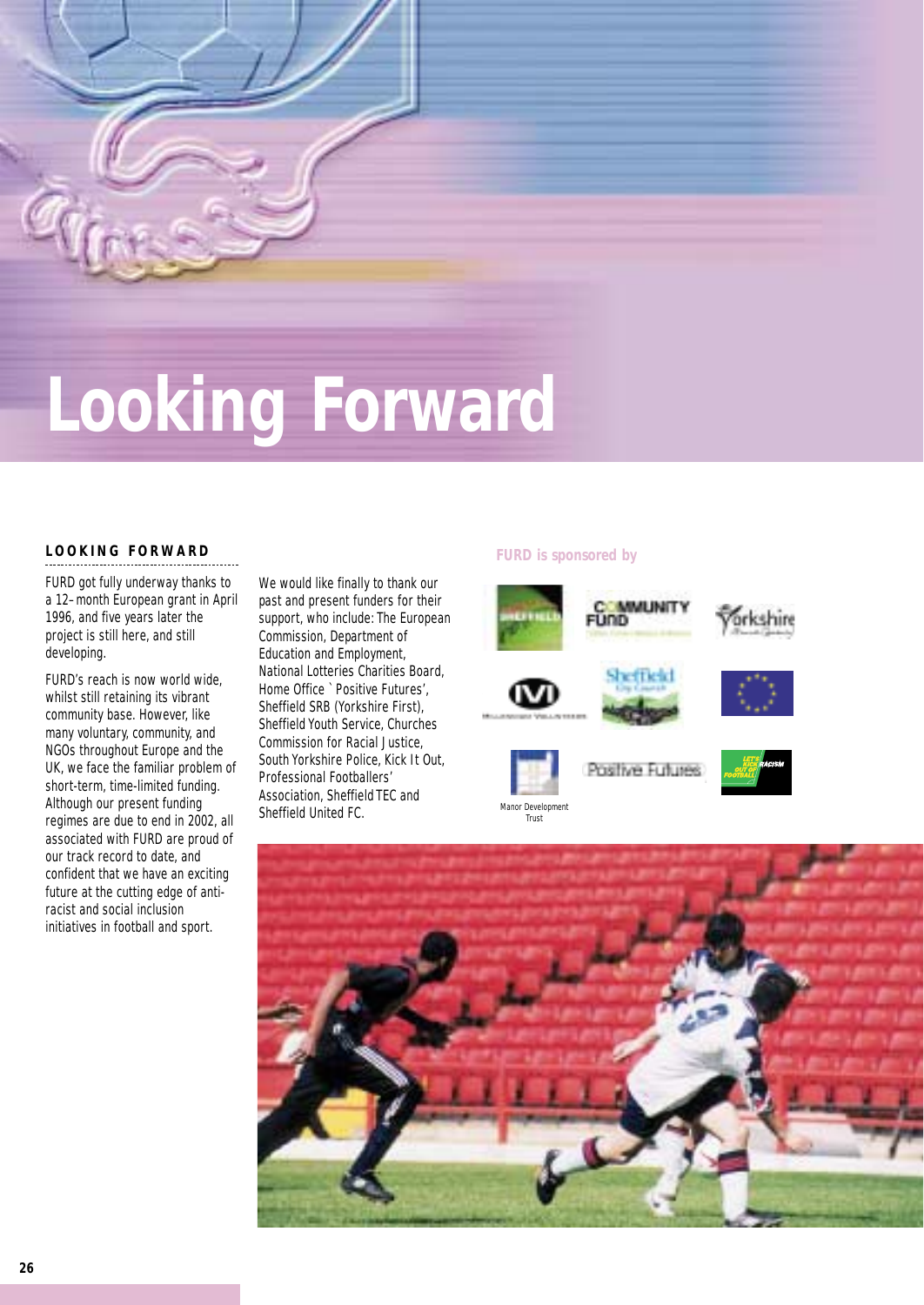# Looking Forward

## LOOKING FORWARD

FURD got fully underway thanks to a 12–month European grant in April 1996, and five years later the project is still here, and still developing.

FURD's reach is now world wide, whilst still retaining its vibrant community base. However, like many voluntary, community, and NGOs throughout Europe and the UK, we face the familiar problem of short-term, time-limited funding. Although our present funding regimes are due to end in 2002, all associated with FURD are proud of our track record to date, and confident that we have an exciting future at the cutting edge of anti-racist and social inclusion initiatives in football and sport.

We would like finally to thank our past and present funders for their support, who include: The European Commission, Department of Education and Employment, National Lotteries Charities Board, Home Office `Positive Futures', Sheffield SRB (Yorkshire First), Sheffield Youth Service, Churches Commission for Racial Justice, South Yorkshire Police, Kick It Out, Professional Footballers' Association, Sheffield TEC and Sheffield United FC.

**FURD is sponsored by**

Manor Development Trust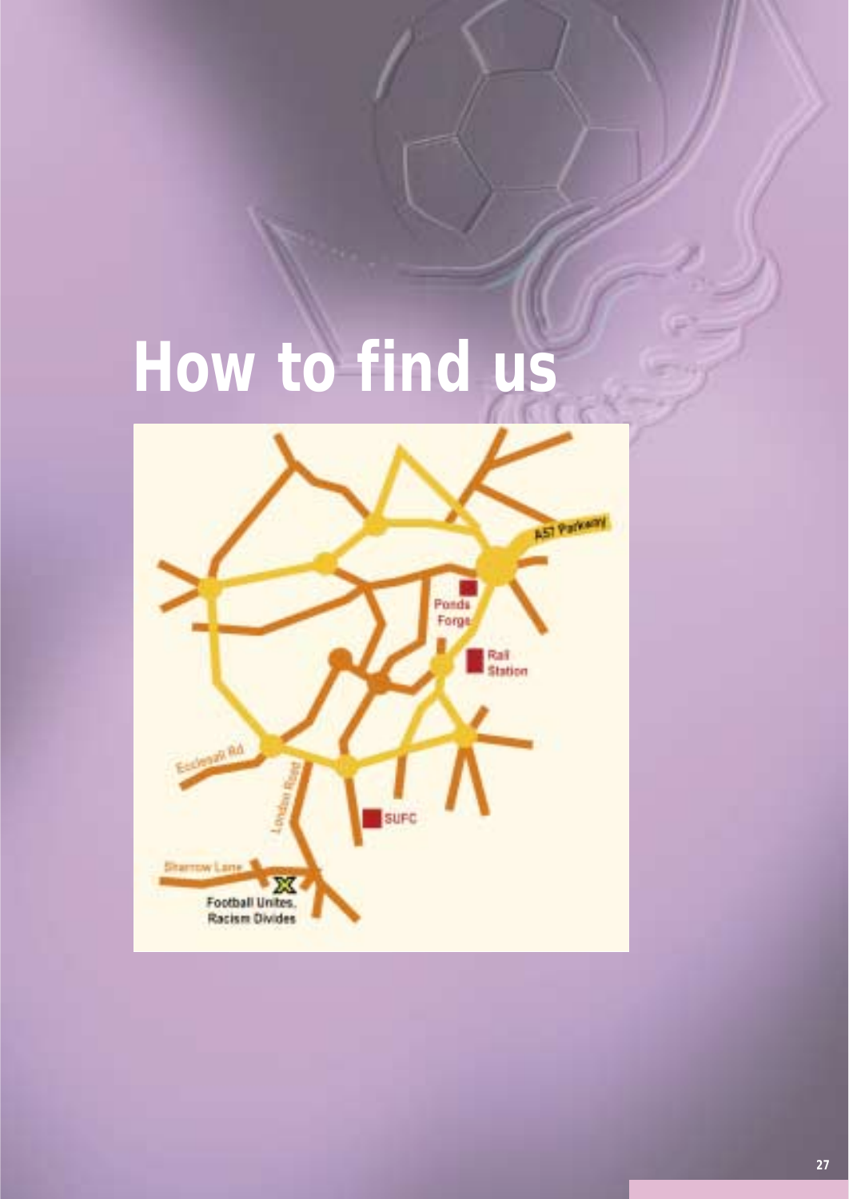# How to find us

A57 Parkway

Ponds Forge

Rail Station

Ecclesall Rd

London Road

SUFC

Sharrow Lane

Football Unites, Racism Divides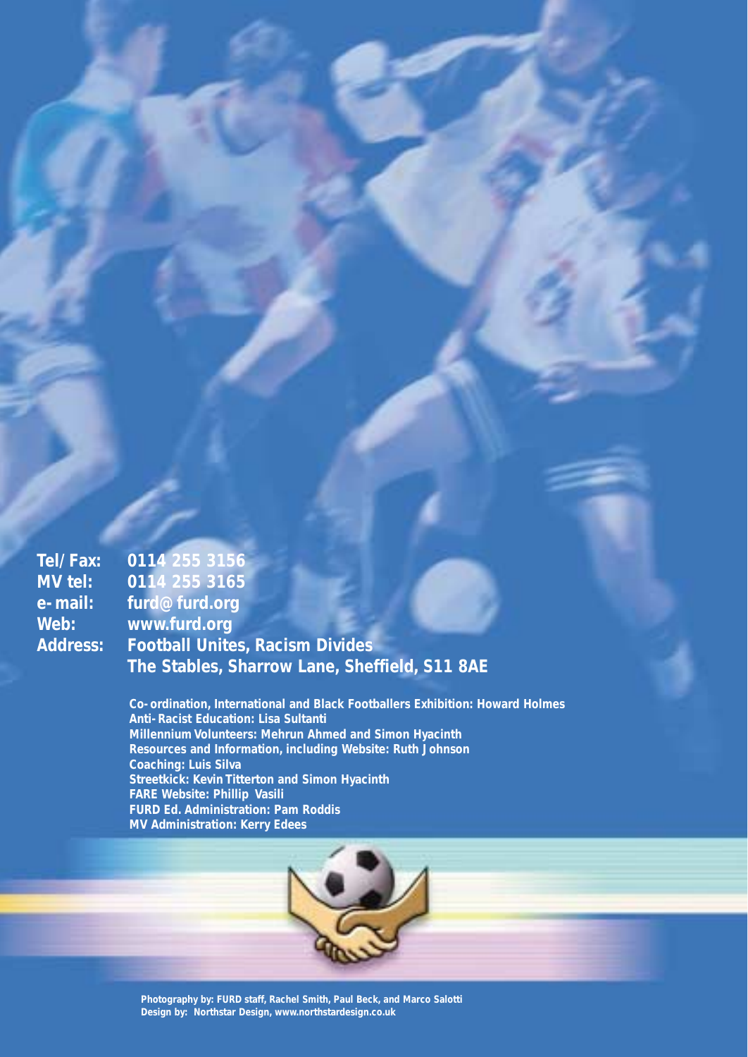Tel/Fax: 0114 255 3156
MV tel: 0114 255 3165
e-mail: furd@furd.org
Web: www.furd.org
Address: Football Unites, Racism Divides
The Stables, Sharrow Lane, Sheffield, S11 8AE

**Co-ordination, International and Black Footballers Exhibition: Howard Holmes**
**Anti-Racist Education: Lisa Sultanti**
**Millennium Volunteers: Mehrun Ahmed and Simon Hyacinth**
**Resources and Information, including Website: Ruth Johnson**
**Coaching: Luis Silva**
**Streetkick: Kevin Titterton and Simon Hyacinth**
**FARE Website: Phillip Vasili**
**FURD Ed. Administration: Pam Roddis**
**MV Administration: Kerry Edees**

Photography by: FURD staff, Rachel Smith, Paul Beck, and Marco Salotti
Design by: Northstar Design, www.northstardesign.co.uk